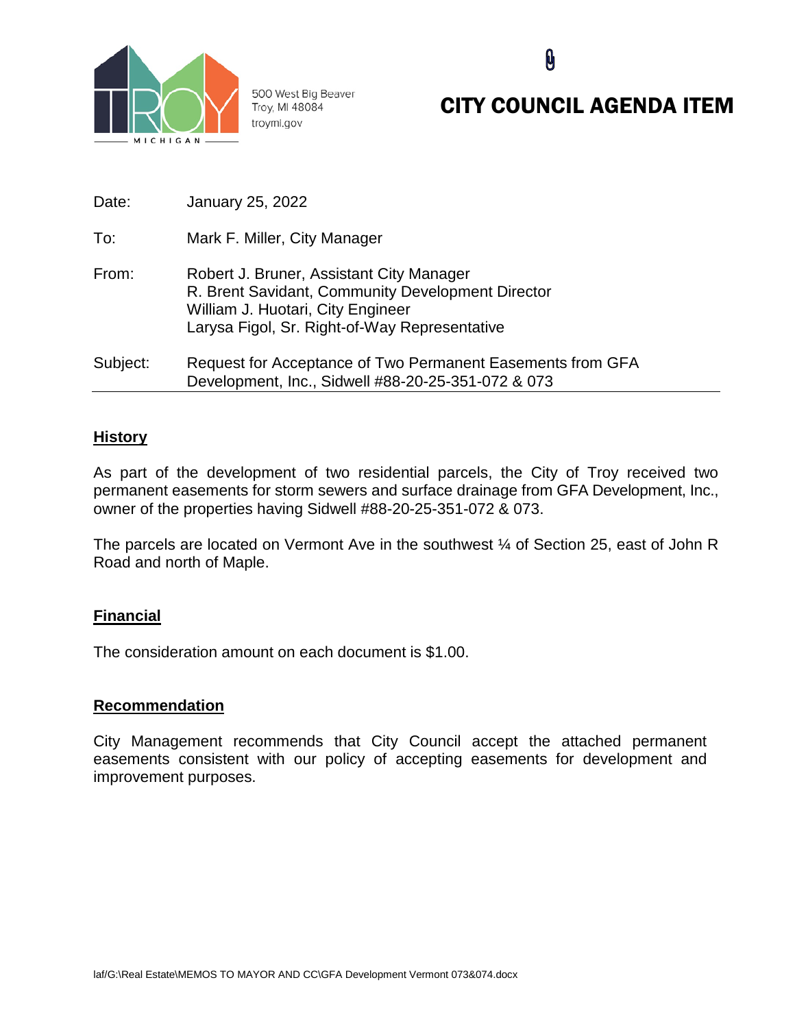500 West Big Beaver
Troy, MI 48084
troymi.gov

# CITY COUNCIL AGENDA ITEM

Date: January 25, 2022

To: Mark F. Miller, City Manager

From: Robert J. Bruner, Assistant City Manager
R. Brent Savidant, Community Development Director
William J. Huotari, City Engineer
Larysa Figol, Sr. Right-of-Way Representative

Subject: Request for Acceptance of Two Permanent Easements from GFA Development, Inc., Sidwell #88-20-25-351-072 & 073

## History

As part of the development of two residential parcels, the City of Troy received two permanent easements for storm sewers and surface drainage from GFA Development, Inc., owner of the properties having Sidwell #88-20-25-351-072 & 073.

The parcels are located on Vermont Ave in the southwest ¼ of Section 25, east of John R Road and north of Maple.

## Financial

The consideration amount on each document is $1.00.

## Recommendation

City Management recommends that City Council accept the attached permanent easements consistent with our policy of accepting easements for development and improvement purposes.

laf/G:\Real Estate\MEMOS TO MAYOR AND CC\GFA Development Vermont 073&074.docx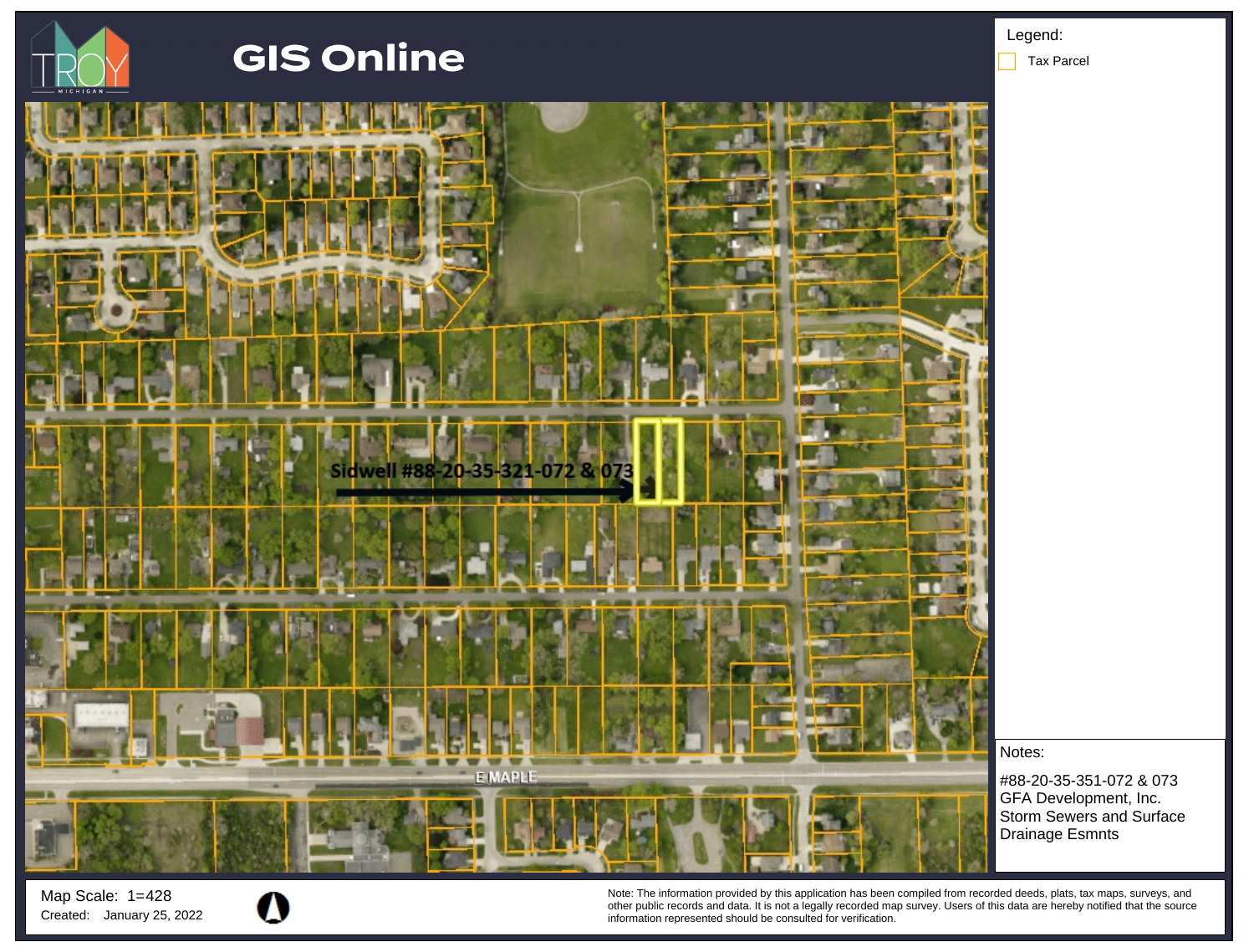# GIS Online

TROY MICHIGAN

Legend:

Tax Parcel

Sidwell #88-20-35-321-072 & 073

E MAPLE

Notes:

#88-20-35-351-072 & 073
GFA Development, Inc.
Storm Sewers and Surface Drainage Esmnts

Map Scale: 1=428

Created: January 25, 2022

Note: The information provided by this application has been compiled from recorded deeds, plats, tax maps, surveys, and other public records and data. It is not a legally recorded map survey. Users of this data are hereby notified that the source information represented should be consulted for verification.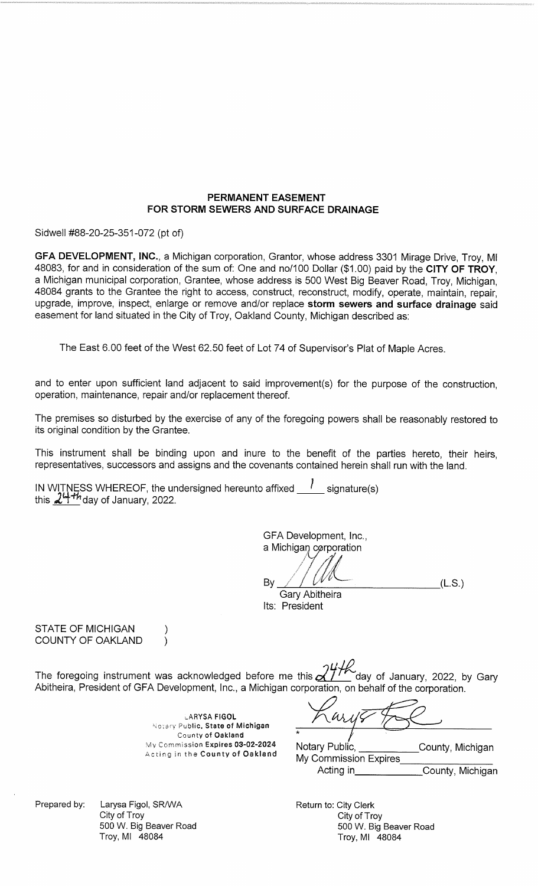**PERMANENT EASEMENT**
**FOR STORM SEWERS AND SURFACE DRAINAGE**

Sidwell #88-20-25-351-072 (pt of)

**GFA DEVELOPMENT, INC.**, a Michigan corporation, Grantor, whose address 3301 Mirage Drive, Troy, MI 48083, for and in consideration of the sum of: One and no/100 Dollar ($1.00) paid by the **CITY OF TROY**, a Michigan municipal corporation, Grantee, whose address is 500 West Big Beaver Road, Troy, Michigan, 48084 grants to the Grantee the right to access, construct, reconstruct, modify, operate, maintain, repair, upgrade, improve, inspect, enlarge or remove and/or replace **storm sewers and surface drainage** said easement for land situated in the City of Troy, Oakland County, Michigan described as:

The East 6.00 feet of the West 62.50 feet of Lot 74 of Supervisor's Plat of Maple Acres.

and to enter upon sufficient land adjacent to said improvement(s) for the purpose of the construction, operation, maintenance, repair and/or replacement thereof.

The premises so disturbed by the exercise of any of the foregoing powers shall be reasonably restored to its original condition by the Grantee.

This instrument shall be binding upon and inure to the benefit of the parties hereto, their heirs, representatives, successors and assigns and the covenants contained herein shall run with the land.

IN WITNESS WHEREOF, the undersigned hereunto affixed 1 signature(s) this 24th day of January, 2022.

GFA Development, Inc.,
a Michigan corporation

By _______________ (L.S.)
Gary Abitheira
Its: President

STATE OF MICHIGAN )
COUNTY OF OAKLAND )

The foregoing instrument was acknowledged before me this 24th day of January, 2022, by Gary Abitheira, President of GFA Development, Inc., a Michigan corporation, on behalf of the corporation.

LARYSA FIGOL
Notary Public, State of Michigan
County of Oakland
My Commission Expires 03-02-2024
Acting in the County of Oakland

Notary Public, __________ County, Michigan
My Commission Expires __________
Acting in __________ County, Michigan

Prepared by: Larysa Figol, SR/WA
City of Troy
500 W. Big Beaver Road
Troy, MI 48084

Return to: City Clerk
City of Troy
500 W. Big Beaver Road
Troy, MI 48084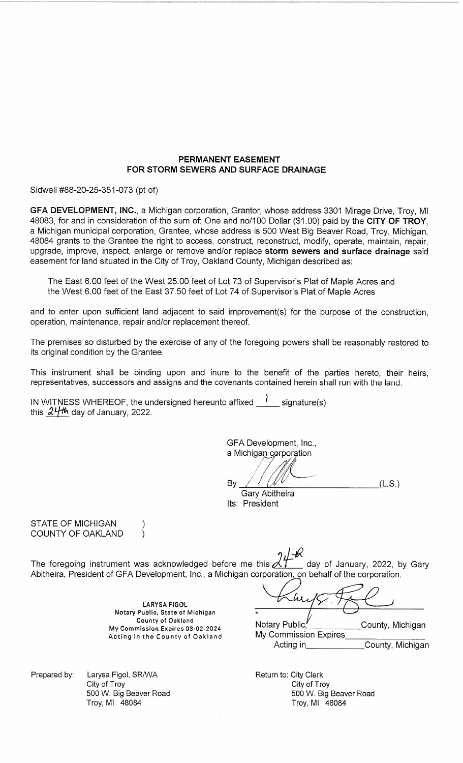## PERMANENT EASEMENT
## FOR STORM SEWERS AND SURFACE DRAINAGE

Sidwell #88-20-25-351-073 (pt of)

**GFA DEVELOPMENT, INC.**, a Michigan corporation, Grantor, whose address 3301 Mirage Drive, Troy, MI 48083, for and in consideration of the sum of: One and no/100 Dollar ($1.00) paid by the **CITY OF TROY**, a Michigan municipal corporation, Grantee, whose address is 500 West Big Beaver Road, Troy, Michigan, 48084 grants to the Grantee the right to access, construct, reconstruct, modify, operate, maintain, repair, upgrade, improve, inspect, enlarge or remove and/or replace **storm sewers and surface drainage** said easement for land situated in the City of Troy, Oakland County, Michigan described as:

> The East 6.00 feet of the West 25.00 feet of Lot 73 of Supervisor's Plat of Maple Acres and the West 6.00 feet of the East 37.50 feet of Lot 74 of Supervisor's Plat of Maple Acres

and to enter upon sufficient land adjacent to said improvement(s) for the purpose of the construction, operation, maintenance, repair and/or replacement thereof.

The premises so disturbed by the exercise of any of the foregoing powers shall be reasonably restored to its original condition by the Grantee.

This instrument shall be binding upon and inure to the benefit of the parties hereto, their heirs, representatives, successors and assigns and the covenants contained herein shall run with the land.

IN WITNESS WHEREOF, the undersigned hereunto affixed 1 signature(s) this 24th day of January, 2022.

GFA Development, Inc.,
a Michigan corporation

By [signature] (L.S.)
Gary Abitheira
Its: President

STATE OF MICHIGAN )
COUNTY OF OAKLAND )

The foregoing instrument was acknowledged before me this 24th day of January, 2022, by Gary Abitheira, President of GFA Development, Inc., a Michigan corporation, on behalf of the corporation.

LARYSA FIGOL
Notary Public, State of Michigan
County of Oakland
My Commission Expires 03-02-2024
Acting in the County of Oakland

[signature]
*
Notary Public, ____________ County, Michigan
My Commission Expires ____________
Acting in ____________ County, Michigan

Prepared by: Larysa Figol, SR/WA
City of Troy
500 W. Big Beaver Road
Troy, MI 48084

Return to: City Clerk
City of Troy
500 W. Big Beaver Road
Troy, MI 48084